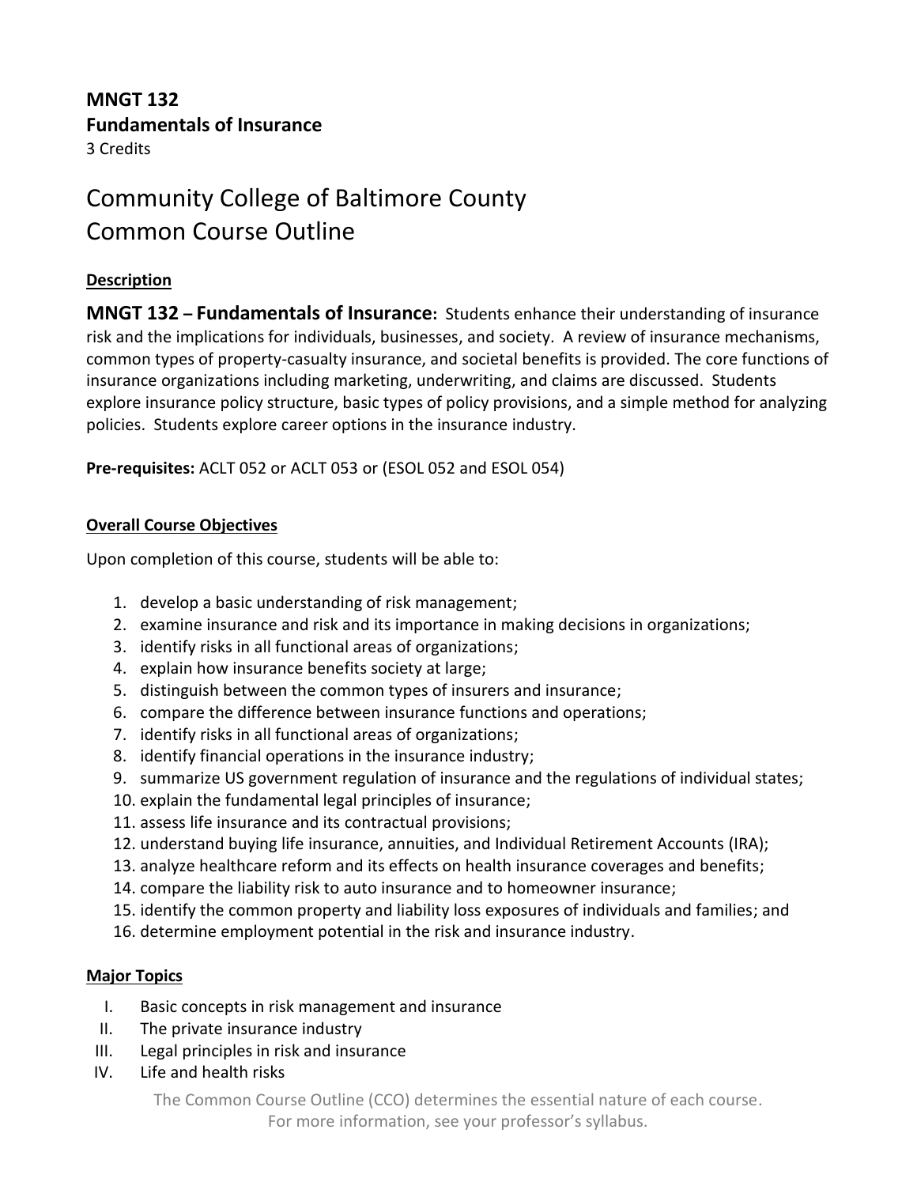**MNGT 132**
**Fundamentals of Insurance**
3 Credits

# Community College of Baltimore County
# Common Course Outline

## Description

**MNGT 132 – Fundamentals of Insurance:** Students enhance their understanding of insurance risk and the implications for individuals, businesses, and society. A review of insurance mechanisms, common types of property-casualty insurance, and societal benefits is provided. The core functions of insurance organizations including marketing, underwriting, and claims are discussed. Students explore insurance policy structure, basic types of policy provisions, and a simple method for analyzing policies. Students explore career options in the insurance industry.

**Pre-requisites:** ACLT 052 or ACLT 053 or (ESOL 052 and ESOL 054)

## Overall Course Objectives

Upon completion of this course, students will be able to:

1. develop a basic understanding of risk management;
2. examine insurance and risk and its importance in making decisions in organizations;
3. identify risks in all functional areas of organizations;
4. explain how insurance benefits society at large;
5. distinguish between the common types of insurers and insurance;
6. compare the difference between insurance functions and operations;
7. identify risks in all functional areas of organizations;
8. identify financial operations in the insurance industry;
9. summarize US government regulation of insurance and the regulations of individual states;
10. explain the fundamental legal principles of insurance;
11. assess life insurance and its contractual provisions;
12. understand buying life insurance, annuities, and Individual Retirement Accounts (IRA);
13. analyze healthcare reform and its effects on health insurance coverages and benefits;
14. compare the liability risk to auto insurance and to homeowner insurance;
15. identify the common property and liability loss exposures of individuals and families; and
16. determine employment potential in the risk and insurance industry.

## Major Topics

I. Basic concepts in risk management and insurance
II. The private insurance industry
III. Legal principles in risk and insurance
IV. Life and health risks

The Common Course Outline (CCO) determines the essential nature of each course.
For more information, see your professor's syllabus.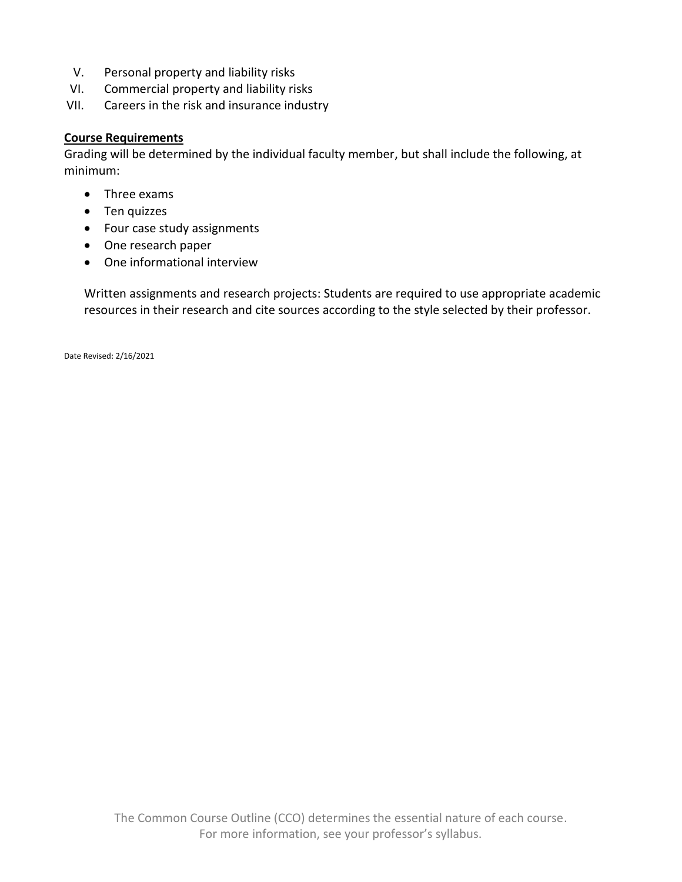V. Personal property and liability risks
VI. Commercial property and liability risks
VII. Careers in the risk and insurance industry

**Course Requirements**

Grading will be determined by the individual faculty member, but shall include the following, at minimum:

- Three exams
- Ten quizzes
- Four case study assignments
- One research paper
- One informational interview

Written assignments and research projects: Students are required to use appropriate academic resources in their research and cite sources according to the style selected by their professor.

Date Revised: 2/16/2021

The Common Course Outline (CCO) determines the essential nature of each course. For more information, see your professor's syllabus.